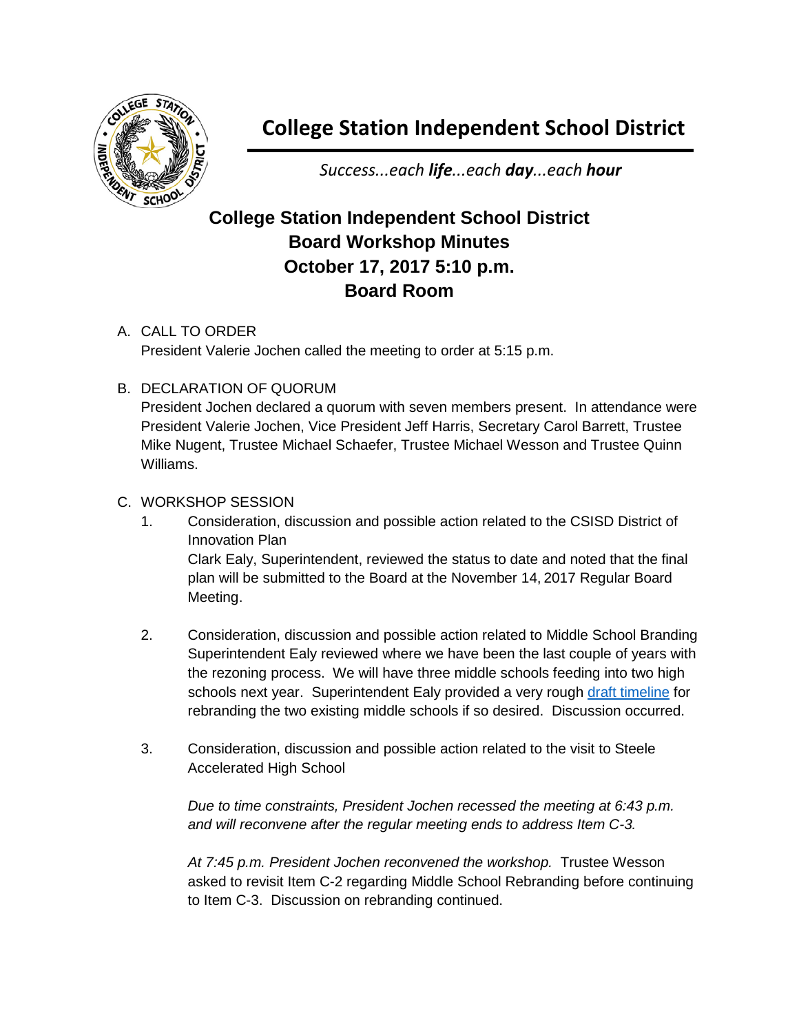# College Station Independent School District

*Success...each **life**...each **day**...each **hour***

## College Station Independent School District
## Board Workshop Minutes
## October 17, 2017 5:10 p.m.
## Board Room

A. CALL TO ORDER
President Valerie Jochen called the meeting to order at 5:15 p.m.

B. DECLARATION OF QUORUM
President Jochen declared a quorum with seven members present. In attendance were President Valerie Jochen, Vice President Jeff Harris, Secretary Carol Barrett, Trustee Mike Nugent, Trustee Michael Schaefer, Trustee Michael Wesson and Trustee Quinn Williams.

C. WORKSHOP SESSION

1. Consideration, discussion and possible action related to the CSISD District of Innovation Plan
Clark Ealy, Superintendent, reviewed the status to date and noted that the final plan will be submitted to the Board at the November 14, 2017 Regular Board Meeting.

2. Consideration, discussion and possible action related to Middle School Branding
Superintendent Ealy reviewed where we have been the last couple of years with the rezoning process. We will have three middle schools feeding into two high schools next year. Superintendent Ealy provided a very rough draft timeline for rebranding the two existing middle schools if so desired. Discussion occurred.

3. Consideration, discussion and possible action related to the visit to Steele Accelerated High School

*Due to time constraints, President Jochen recessed the meeting at 6:43 p.m. and will reconvene after the regular meeting ends to address Item C-3.*

*At 7:45 p.m. President Jochen reconvened the workshop.* Trustee Wesson asked to revisit Item C-2 regarding Middle School Rebranding before continuing to Item C-3. Discussion on rebranding continued.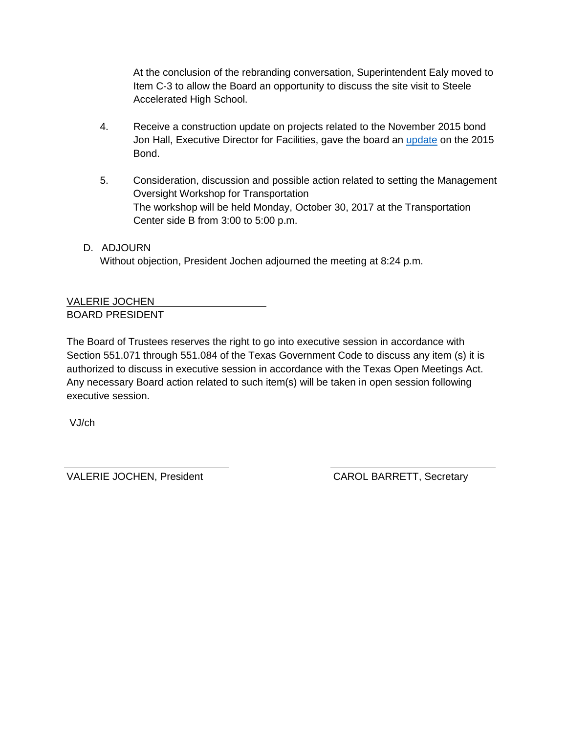At the conclusion of the rebranding conversation, Superintendent Ealy moved to Item C-3 to allow the Board an opportunity to discuss the site visit to Steele Accelerated High School.

4. Receive a construction update on projects related to the November 2015 bond
   Jon Hall, Executive Director for Facilities, gave the board an update on the 2015 Bond.

5. Consideration, discussion and possible action related to setting the Management Oversight Workshop for Transportation
   The workshop will be held Monday, October 30, 2017 at the Transportation Center side B from 3:00 to 5:00 p.m.

D. ADJOURN
   Without objection, President Jochen adjourned the meeting at 8:24 p.m.

VALERIE JOCHEN
BOARD PRESIDENT

The Board of Trustees reserves the right to go into executive session in accordance with Section 551.071 through 551.084 of the Texas Government Code to discuss any item (s) it is authorized to discuss in executive session in accordance with the Texas Open Meetings Act. Any necessary Board action related to such item(s) will be taken in open session following executive session.

VJ/ch

VALERIE JOCHEN, President

CAROL BARRETT, Secretary